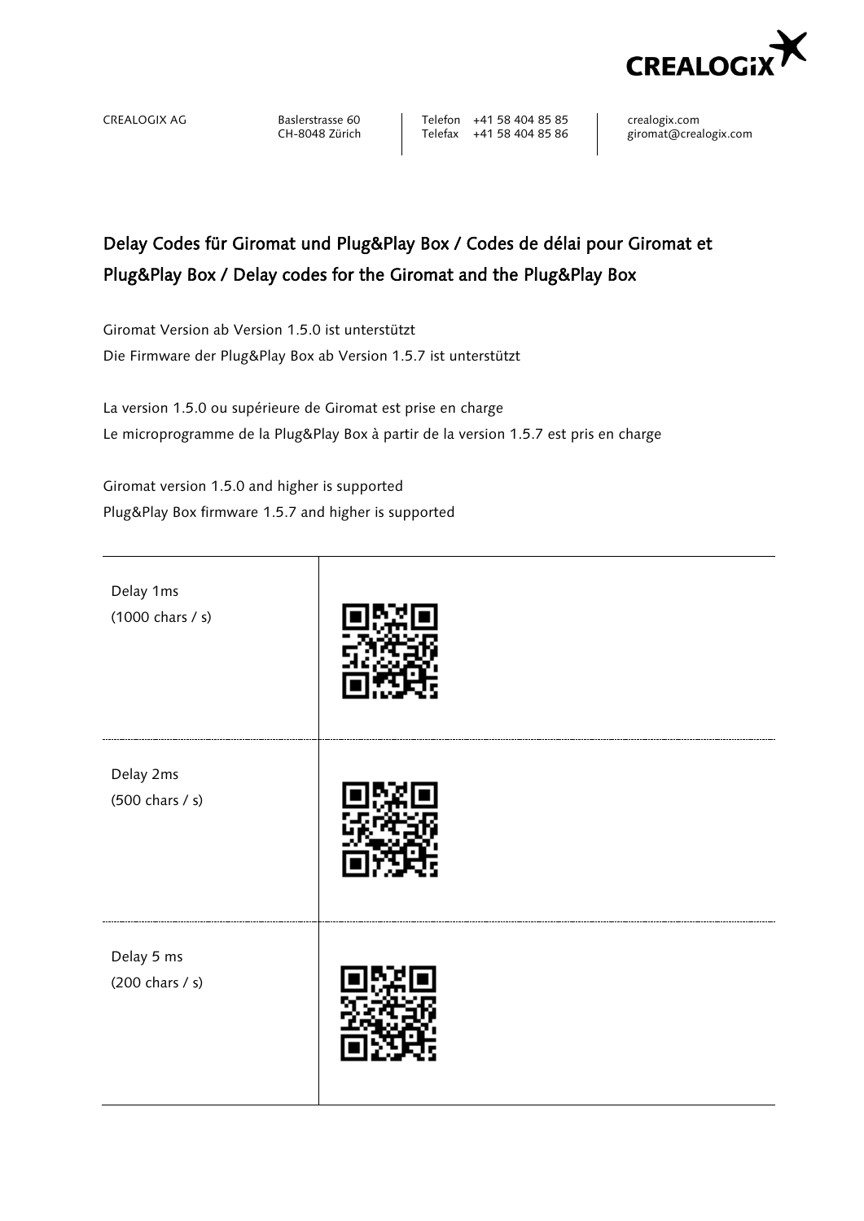CREALOGIX AG | Baslerstrasse 60, CH-8048 Zürich | Telefon +41 58 404 85 85, Telefax +41 58 404 85 86 | crealogix.com, giromat@crealogix.com

# Delay Codes für Giromat und Plug&Play Box / Codes de délai pour Giromat et Plug&Play Box / Delay codes for the Giromat and the Plug&Play Box

Giromat Version ab Version 1.5.0 ist unterstützt
Die Firmware der Plug&Play Box ab Version 1.5.7 ist unterstützt

La version 1.5.0 ou supérieure de Giromat est prise en charge
Le microprogramme de la Plug&Play Box à partir de la version 1.5.7 est pris en charge

Giromat version 1.5.0 and higher is supported
Plug&Play Box firmware 1.5.7 and higher is supported

| | |
|---|---|
| Delay 1ms (1000 chars / s) | |
| Delay 2ms (500 chars / s) | |
| Delay 5 ms (200 chars / s) | |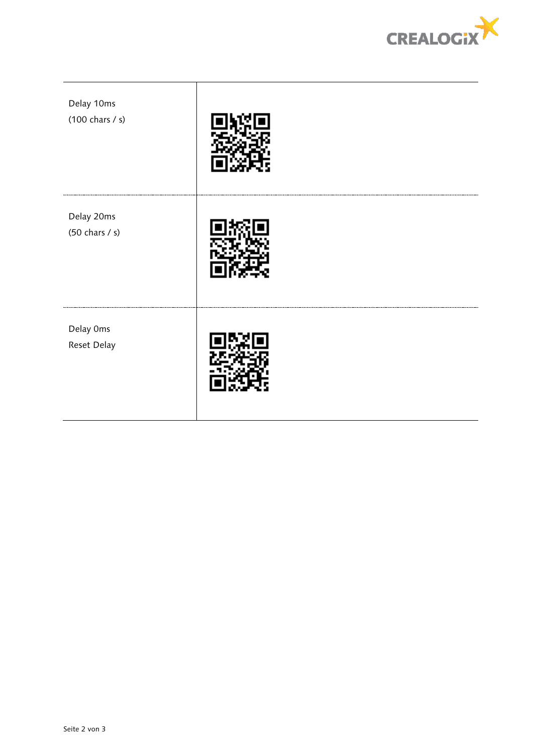| | |
|---|---|
| Delay 10ms<br>(100 chars / s) | |
| Delay 20ms<br>(50 chars / s) | |
| Delay 0ms<br>Reset Delay | |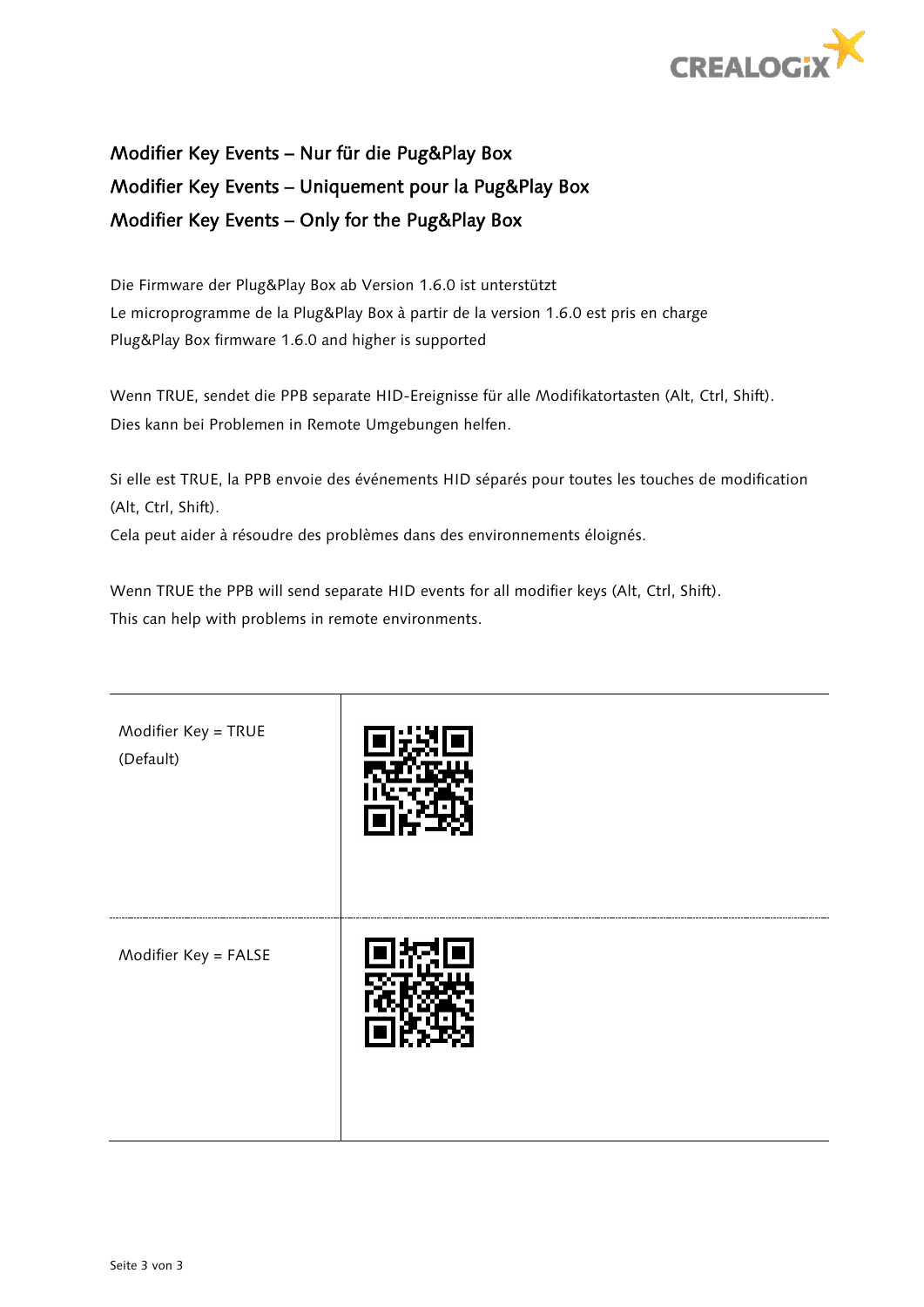## Modifier Key Events – Nur für die Pug&Play Box

## Modifier Key Events – Uniquement pour la Pug&Play Box

## Modifier Key Events – Only for the Pug&Play Box

Die Firmware der Plug&Play Box ab Version 1.6.0 ist unterstützt
Le microprogramme de la Plug&Play Box à partir de la version 1.6.0 est pris en charge
Plug&Play Box firmware 1.6.0 and higher is supported

Wenn TRUE, sendet die PPB separate HID-Ereignisse für alle Modifikatortasten (Alt, Ctrl, Shift).
Dies kann bei Problemen in Remote Umgebungen helfen.

Si elle est TRUE, la PPB envoie des événements HID séparés pour toutes les touches de modification (Alt, Ctrl, Shift).
Cela peut aider à résoudre des problèmes dans des environnements éloignés.

Wenn TRUE the PPB will send separate HID events for all modifier keys (Alt, Ctrl, Shift).
This can help with problems in remote environments.

| | |
|---|---|
| Modifier Key = TRUE (Default) | |
| Modifier Key = FALSE | |